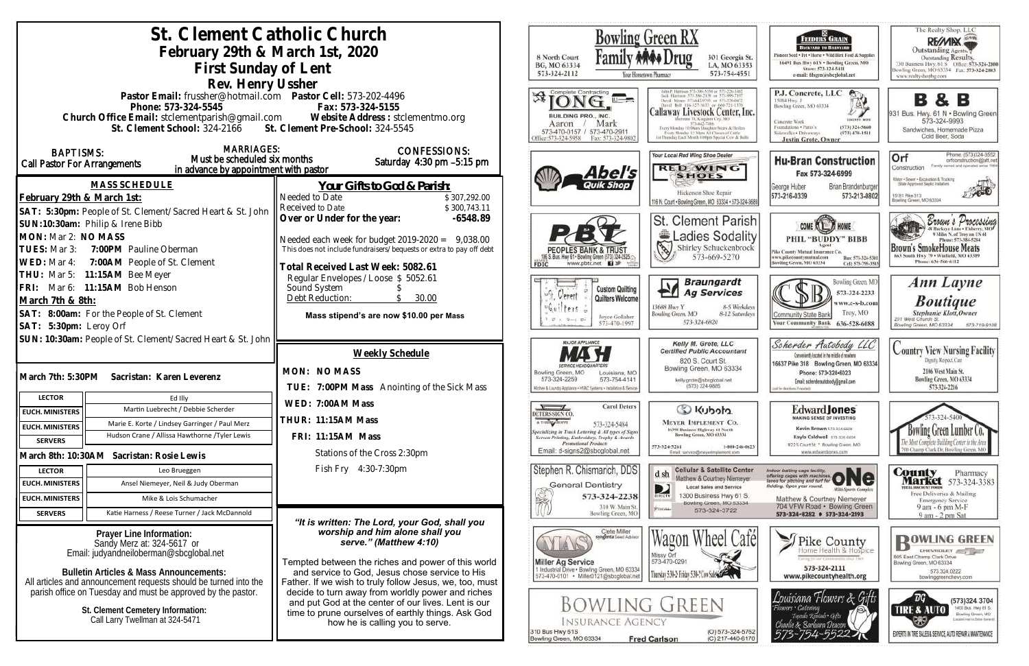# St. Clement Catholic Church

## February 29th & March 1st, 2020

## First Sunday of Lent

### Rev. Henry Ussher

**Pastor Email:** frussher@hotmail.com **Pastor Cell:** 573-202-4496

**Phone:** 573-324-5545 **Fax:** 573-324-5155

**Church Office Email:** stclementparish@gmail.com **Website Address:** stclementmo.org

**St. Clement School:** 324-2166 **St. Clement Pre-School:** 324-5545

**BAPTISMS:** Call Pastor For Arrangements

**MARRIAGES:** Must be scheduled six months in advance by appointment with pastor

**CONFESSIONS:** Saturday 4:30 pm –5:15 pm

## MASS SCHEDULE

**February 29th & March 1st:**

**SAT: 5:30pm:** People of St. Clement/Sacred Heart & St. John
**SUN: 10:30am:** Philip & Irene Bibb
**MON:** Mar 2: **NO MASS**
**TUES:** Mar 3: **7:00PM** Pauline Oberman
**WED:** Mar 4: **7:00AM** People of St. Clement
**THU:** Mar 5: **11:15AM** Bee Meyer
**FRI:** Mar 6: **11:15AM** Bob Henson

**March 7th & 8th:**

**SAT: 8:00am:** For the People of St. Clement
**SAT: 5:30pm:** Leroy Orf
**SUN: 10:30am:** People of St. Clement/Sacred Heart & St. John

**March 7th: 5:30PM Sacristan: Karen Leverenz**

| LECTOR | Ed Illy |
|---|---|
| EUCH. MINISTERS | Martin Luebrecht / Debbie Scherder |
| EUCH. MINISTERS | Marie E. Korte / Lindsey Garringer / Paul Merz |
| SERVERS | Hudson Crane / Allissa Hawthorne /Tyler Lewis |

**March 8th: 10:30AM Sacristan: Rosie Lewis**

| LECTOR | Leo Brueggen |
|---|---|
| EUCH. MINISTERS | Ansel Niemeyer, Neil & Judy Oberman |
| EUCH. MINISTERS | Mike & Lois Schumacher |
| SERVERS | Katie Harness / Reese Turner / Jack McDannold |

## Your Gifts to God & Parish:

| | |
|---|---|
| Needed to Date | $ 307,292.00 |
| Received to Date | $ 300,743.11 |
| **Over or Under for the year:** | **-6548.89** |

Needed each week for budget 2019-2020 = 9,038.00
This does not include fundraisers/bequests or extra to pay off debt

**Total Received Last Week: 5082.61**

| | |
|---|---|
| Regular Envelopes/Loose | $ 5052.61 |
| Sound System | $ |
| Debt Reduction: | $ 30.00 |

**Mass stipend's are now $10.00 per Mass**

## Weekly Schedule

**MON: NO MASS**
**TUE: 7:00PM Mass** Anointing of the Sick Mass
**WED: 7:00AM Mass**
**THUR: 11:15AM Mass**
**FRI: 11:15AM Mass**
Stations of the Cross 2:30pm
Fish Fry 4:30-7:30pm

***"It is written: The Lord, your God, shall you worship and him alone shall you serve." (Matthew 4:10)***

Tempted between the riches and the power of this world and service to God, Jesus chose service to His Father. If we wish to truly follow Jesus, we, too, must decide to turn away from worldly power and riches and put God at the center of our lives. Lent is our time to prune ourselves of earthly things. Ask God how he is calling you to serve.

**Prayer Line Information:**
Sandy Merz at: 324-5617 or
Email: judyandneiloberman@sbcglobal.net

**Bulletin Articles & Mass Announcements:**
All articles and announcement requests should be turned into the parish office on Tuesday and must be approved by the pastor.

**St. Clement Cemetery Information:**
Call Larry Twellman at 324-5471

---

**Bowling Green RX / Family Drug** — 8 North Court, BG, MO 63334, 573-324-2112 — Your Hometown Pharmacy — 301 Georgia St., LA, MO 63353, 573-754-4551

**Feeders Grain** — Pioneer Seed • Pet • Horse • Wild Bird Feed & Supplies — 16491 Bus Hwy 61N • Bowling Green, MO — Store: 573-324-5411 — e-mail: fdsgrn@sbcglobal.net

**The Realty Shop, LLC / RE/MAX** — Outstanding Agents. Outstanding Results. — 730 Business Hwy. 61 S, Bowling Green, MO 63334 — Office: 573-324-2800 — Fax: 573-324-2863 — www.realtyshopbg.com

**Long Building Pro., Inc.** — Complete Contracting — Aaron / Mark — 573-470-0157 / 573-470-2911 — Office: 573-324-5958 — Fax: 573-324-9802

**Callaway Livestock Center, Inc.** — Every Monday 10:00am Slaughter Steers & Heifers — Every Monday 12:30pm All Classes of Cattle — 1st Thursday Each Month 6:00pm Special Cow & Bulls

**P.J. Concrete, LLC** — 15084 Hwy. J, Bowling Green, MO 63334 — Concrete Work, Foundations • Patio's, Sidewalks • Driveways — (573) 324-5660 — (573) 470-1511 — Justin Grote, Owner

**B & B** — 931 Bus. Hwy. 61 N • Bowling Green — 573-324-9993 — Sandwiches, Homemade Pizza, Cold Beer, Soda

**Abel's Quik Shop**

**Red Wing Shoes** — Your Local Red Wing Shoe Dealer — Hickerson Shoe Repair — 116 N. Court • Bowling Green, MO 63334 • 573-324-3688

**Hu-Bran Construction** — Fax 573-324-6999 — George Huber 573-216-0339 — Brian Brandenburger 573-213-0802

**Orf Construction** — Phone: (573)324-3552 — orfconstruction@att.net — Family owned and operated since 1984 — Water • Sewer • Excavation & Trucking — State Approved Septic Installers — 15181 Pike 313, Bowling Green, MO 63334

**Peoples Bank & Trust** — 1116 S. Bus. Hwy 61 • Bowling Green (573) 324-2525 — www.pbtc.net — FDIC

**St. Clement Parish Ladies Sodality** — Shirley Schuckenbrock — 573-669-5270

**Pike County Mutual Insurance Co.** — Phil "Buddy" Bibb, Agent — www.pikecountymutual.com — Bowling Green, MO 63334 — Bus: 573-324-5301 — Cell: 573-795-3593

**Brown's Processing / Brown's SmokeHouse Meats** — 26 Buckeye Lane • Elsberry, MO — 9 Miles N. of Troy on US 61 — Phone: 573-384-5284 — 663 South Hwy 79 • Winfield, MO 63389 — Phone: 636-566-6112

**St. Clement Quilters** — Custom Quilting — Quilters Welcome — Joyce Gollaher 573-470-1997

**Braungardt Ag Services** — 13688 Hwy Y, Bowling Green, MO — 8-5 Weekdays, 8-12 Saturdays — 573-324-6820

**Community State Bank** — Bowling Green, MO 573-324-2233 — www.c-s-b.com — Troy, MO 636-528-6688 — Your Community Bank

**Ann Layne Boutique** — Stephanie Klott, Owner — 201 West Church St., Bowling Green, MO 63334 — 573-719-9108

**MASH Major Appliance Service Headquarters** — Bowling Green, MO 573-324-2259 — Louisiana, MO 573-754-4141 — Kitchen & Laundry Appliances • HVAC Systems • Installation & Service

**Kelly M. Grote, LLC** — Certified Public Accountant — 820 S. Court St., Bowling Green, MO 63334 — kellygrote@sbcglobal.net — (573) 324-9885

**Scherder Autobody LLC** — Conveniently located in the middle of nowhere — 16637 Pike 318 Bowling Green, MO 63334 — Phone: 573-324-6023 — Email: scherderautobody@gmail.com

**Country View Nursing Facility** — Dignity, Respect, Care — 2106 West Main St., Bowling Green, MO 63334 — 573-324-2216

**Deters Sign Co.** — Carol Deters — 573-324-5484 — Specializing in Truck Lettering & All types of Signs, Screen Printing, Embroidery, Trophy & Awards, Promotional Products — Email: d-signs2@sbcglobal.net

**Kubota / Meyer Implement Co.** — 16398 Business Highway 61 North, Bowling Green, MO 63334 — 573-324-5261 — 1-800-246-0623 — Email: service@meyerimplement.com

**Edward Jones** — Making Sense of Investing — Kevin Brown 573-324-6604 — Kayla Caldwell 573-324-6604 — 822 S Court St * Bowling Green, MO — www.edwardjones.com

**Bowling Green Lumber Co.** — 573-324-5400 — The Most Complete Building Center in the Area — 700 Champ Clark Dr., Bowling Green, MO

**Stephen R. Chismarich, DDS** — General Dentistry — 573-324-2238 — 310 W. Main St., Bowling Green, MO

**Cellular & Satellite Center** — Matthew & Courtney Niemeyer — Local Sales and Service — 1300 Business Hwy 61 S., Bowling Green, MO 63334 — 573-324-3722

**ONE Mlti-Sports Complex** — Indoor batting cage facility, offering cages with machines, lanes for pitching and turf for fielding. Open year round. — Matthew & Courtney Niemeyer — 704 VFW Road • Bowling Green — 573-324-8282 • 573-324-2193

**County Market Pharmacy** — 573-324-3383 — Free Deliveries & Mailing — Emergency Service — 9 am - 6 pm M-F — 9 am - 2 pm Sat

**MAS Miller Ag Service** — Clete Miller, syngenta Seed Advisor — 1 Industrial Drive • Bowling Green, MO 63334 — 573-470-0101 • Miller0121@sbcglobal.net

**Wagon Wheel Café** — Missy Orf — 573-470-0291 — Thursday 5:30-2, Friday 5:30-2, Cow Sale

**Pike County Home Health & Hospice** — Caring for our Communities since 1969 — 573-324-2111 — www.pikecountyhealth.org

**Bowling Green Chevrolet** — 805 East Champ Clark Drive, Bowling Green, MO 63334 — 573.324.0222 — bowlinggreenchevy.com

**Bowling Green Insurance Agency** — 310 Bus Hwy 61S, Bowling Green, MO 63334 — Fred Carlson — (O) 573-324-5762 — (C) 217-440-6170

**Louisiana Flowers & Gifts** — Flowers • Catering • Tuxedo Rentals • Gifts — Charlie & Barbara Deacon — 573-754-5522

**BG Tire & Auto** — (573)324.3704 — 1400 Bus. Hwy 61 S., Bowling Green, MO — Located next to Dollar General — Experts in Tire Sales & Service, Auto Repair & Maintenance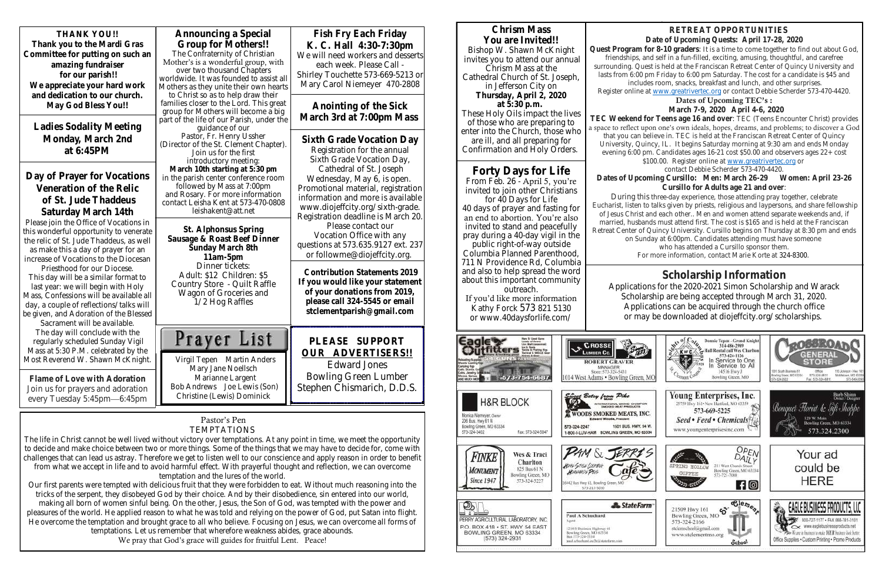**THANK YOU!!**
**Thank you to the Mardi Gras Committee for putting on such an amazing fundraiser for our parish!!**
**We appreciate your hard work and dedication to our church. May God Bless You!!**

## Ladies Sodality Meeting
**Monday, March 2nd at 6:45PM**

## Day of Prayer for Vocations Veneration of the Relic of St. Jude Thaddeus Saturday March 14th

Please join the Office of Vocations in this wonderful opportunity to venerate the relic of St. Jude Thaddeus, as well as make this a day of prayer for an increase of Vocations to the Diocesan Priesthood for our Diocese. This day will be a similar format to last year: we will begin with Holy Mass, Confessions will be available all day, a couple of reflections/talks will be given, and Adoration of the Blessed Sacrament will be available. The day will conclude with the regularly scheduled Sunday Vigil Mass at 5:30 P.M. celebrated by the Most Reverend W. Shawn McKnight.

**Flame of Love with Adoration**
Join us for prayers and adoration every Tuesday 5:45pm—6:45pm

## Announcing a Special Group for Mothers!!

The Confraternity of Christian Mother's is a wonderful group, with over two thousand Chapters worldwide. It was founded to assist all Mothers as they unite their own hearts to Christ so as to help draw their families closer to the Lord. This great group for Mothers will become a big part of the life of our Parish, under the guidance of our Pastor, Fr. Henry Ussher (Director of the St. Clement Chapter). Join us for the first introductory meeting:
**March 10th starting at 5:30 pm**
in the parish center conference room followed by Mass at 7:00pm and Rosary. For more information contact Leisha Kent at 573-470-0808 leishakent@att.net

**St. Alphonsus Spring Sausage & Roast Beef Dinner**
**Sunday March 8th**
**11am-5pm**
Dinner tickets:
Adult: $12 Children: $5
Country Store - Quilt Raffle
Wagon of Groceries and 1/2 Hog Raffles

## Prayer List
Virgil Tepen Martin Anders
Mary Jane Noellsch
Marianne Largent
Bob Andrews Joe Lewis (Son)
Christine (Lewis) Dominick

## Fish Fry Each Friday
**K. C. Hall 4:30-7:30pm**
We will need workers and desserts each week. Please Call - Shirley Touchette 573-669-5213 or Mary Carol Niemeyer 470-2808

## Anointing of the Sick
**March 3rd at 7:00pm Mass**

## Sixth Grade Vocation Day
Registration for the annual Sixth Grade Vocation Day, Cathedral of St. Joseph Wednesday, May 6, is open. Promotional material, registration information and more is available www.diojeffcity.org/sixth-grade. Registration deadline is March 20. Please contact our Vocation Office with any questions at 573.635.9127 ext. 237 or followme@diojeffcity.org.

**Contribution Statements 2019**
**If you would like your statement of your donations from 2019, please call 324-5545 or email stclementparish@gmail.com**

**PLEASE SUPPORT OUR ADVERTISERS!!**
Edward Jones
Bowling Green Lumber
Stephen Chismarich, D.D.S.

## Pastor's Pen
### TEMPTATIONS

The life in Christ cannot be well lived without victory over temptations. At any point in time, we meet the opportunity to decide and make choice between two or more things. Some of the things that we may have to decide for, come with challenges that can lead us astray. Therefore we get to listen well to our conscience and apply reason in order to benefit from what we accept in life and to avoid harmful effect. With prayerful thought and reflection, we can overcome temptation and the lures of the world.

Our first parents were tempted with delicious fruit that they were forbidden to eat. Without much reasoning into the tricks of the serpent, they disobeyed God by their choice. And by their disobedience, sin entered into our world, making all born of women sinful being. On the other, Jesus, the Son of God, was tempted with the power and pleasures of the world. He applied reason to what he was told and relying on the power of God, put Satan into flight. He overcome the temptation and brought grace to all who believe. Focusing on Jesus, we can overcome all forms of temptations. Let us remember that wherefore weakness abides, grace abounds.

We pray that God's grace will guides for fruitful Lent. Peace!

## Chrism Mass
**You are Invited!!**
Bishop W. Shawn McKnight invites you to attend our annual Chrism Mass at the Cathedral Church of St. Joseph, in Jefferson City on
**Thursday, April 2, 2020 at 5:30 p.m.**
These Holy Oils impact the lives of those who are preparing to enter into the Church, those who are ill, and all preparing for Confirmation and Holy Orders.

## Forty Days for Life
From Feb. 26 - April 5, you're invited to join other Christians for 40 Days for Life 40 days of prayer and fasting for an end to abortion. You're also invited to stand and peacefully pray during a 40-day vigil in the public right-of-way outside Columbia Planned Parenthood, 711 N Providence Rd, Columbia and also to help spread the word about this important community outreach.
If you'd like more information Kathy Forck 573 821 5130 or www.40daysforlife.com/

## RETREAT OPPORTUNITIES
**Date of Upcoming Quests: April 17-28, 2020**

**Quest Program for 8-10 graders**: It is a time to come together to find out about God, friendships, and self in a fun-filled, exciting, amusing, thoughtful, and carefree surrounding. Quest is held at the Franciscan Retreat Center of Quincy University and lasts from 6:00 pm Friday to 6:00 pm Saturday. The cost for a candidate is $45 and includes room, snacks, breakfast and lunch, and other surprises. Register online at www.greatrivertec.org or contact Debbie Scherder 573-470-4420.

**Dates of Upcoming TEC's :**
**March 7-9, 2020 April 4-6, 2020**

**TEC Weekend for Teens age 16 and over**: TEC (Teens Encounter Christ) provides a space to reflect upon one's own ideals, hopes, dreams, and problems; to discover a God that you can believe in. TEC is held at the Franciscan Retreat Center of Quincy University, Quincy, IL. It begins Saturday morning at 9:30 am and ends Monday evening 6:00 pm. Candidates ages 16-21 cost $50.00 and observers ages 22+ cost $100.00. Register online at www.greatrivertec.org or contact Debbie Scherder 573-470-4420.

**Dates of Upcoming Cursillo: Men: March 26-29 Women: April 23-26**
**Cursillo for Adults age 21 and over**:

During this three-day experience, those attending pray together, celebrate Eucharist, listen to talks given by priests, religious and laypersons, and share fellowship of Jesus Christ and each other.. Men and women attend separate weekends and, if married, husbands must attend first. The cost is $165 and is held at the Franciscan Retreat Center of Quincy University. Cursillo begins on Thursday at 8:30 pm and ends on Sunday at 6:00pm. Candidates attending must have someone who has attended a Cursillo sponsor them.
For more information, contact Marie Korte at 324-8300.

## Scholarship Information
Applications for the 2020-2021 Simon Scholarship and Warack Scholarship are being accepted through March 31, 2020. Applications can be acquired through the church office or may be downloaded at diojeffcity.org/scholarships.

Eagle Outfitters — 573-754-6687

Crosse Lumber Co. — Robert Graver, Manager, Store: 573-324-5431, 1014 West Adams • Bowling Green, MO

Knights of Columbus — Donnie Tepen - Grand Knight 314-486-2989, Hall Rental call Wes Charlton 573-424-1126, In Service to One In Service to All, 14516 Hwy J, Bowling Green, MO

Crossroads General Store

H&R Block — Monica Niemeyer, Owner, 206 Bus. Hwy 61 N, Bowling Green, MO 63334, 573-324-3402, Fax: 573-324-5047

Sweet Betsy from Pike — Woods Smoked Meats, Inc. — 573-324-2247, 1501 Bus. Hwy. 54 W., 1-800-I-LUV-HAM, Bowling Green, MO 63334

Young Enterprises, Inc. — 25759 Hwy 161 • New Hartford, MO 63359, 573-669-5225, Seed • Feed • Chemicals, www.youngenterprisesinc.com

Bouquet Florist & Gift Shoppe — Barb Shinn, Owner/Designer, 120 W. Main, Bowling Green, MO 63334, 573.324.2300

Finke Monument, Since 1947 — Wes & Traci Charlton, 825 Bus 61 N, Bowling Green, MO, 573-324-5227

Pam & Jerri's Cafe — 16142 Bus Hwy 61, Bowling Green, MO

Spring Hollow Coffee — 211 West Church Street, Bowling Green, MO 63334

Your ad could be HERE

Perry Agricultural Laboratory, Inc. — P.O. Box 418 • St. Hwy 54 East, Bowling Green, MO 63334, (573) 324-2931

State Farm — Paul A Schuchard, Agent

St. Clement School — 21509 Hwy 161, Bowling Green, MO, 573-324-2166, stclemschool@gmail.com, www.stclementmo.org

Eagle Business Products, LLC — 800-727-1177 • Fax 888-181-3101, www.eaglebusinessproducts.net, Office Supplies • Custom Printing • Promo Products